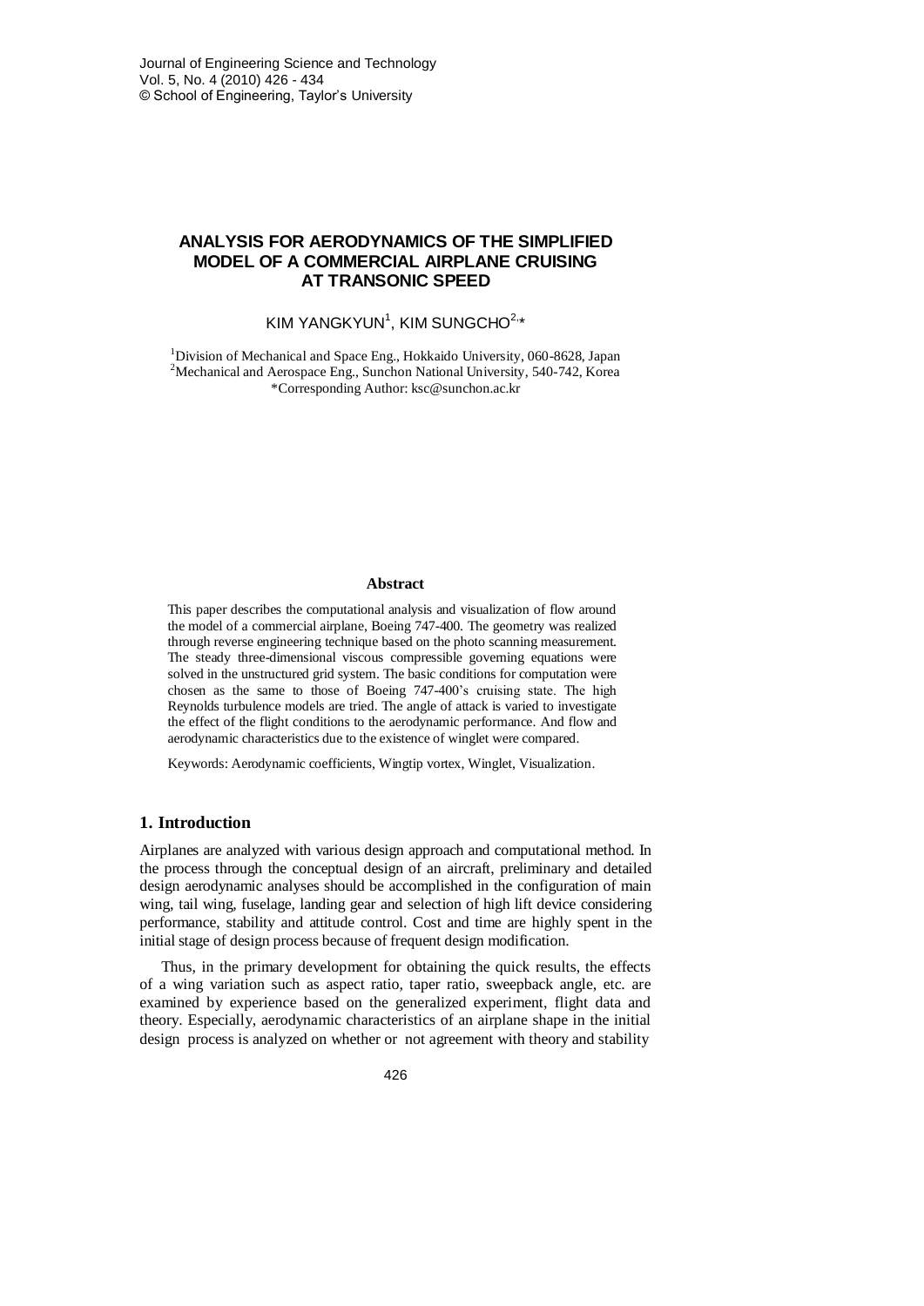# ANALYSIS FOR AERODYNAMICS OF THE SIMPLIFIED MODEL OF A COMMERCIAL AIRPLANE CRUISING AT TRANSONIC SPEED

KIM YANGKYUN[1], KIM SUNGCHO[2,*]

[1]Division of Mechanical and Space Eng., Hokkaido University, 060-8628, Japan
[2]Mechanical and Aerospace Eng., Sunchon National University, 540-742, Korea
*Corresponding Author: ksc@sunchon.ac.kr

### Abstract

This paper describes the computational analysis and visualization of flow around the model of a commercial airplane, Boeing 747-400. The geometry was realized through reverse engineering technique based on the photo scanning measurement. The steady three-dimensional viscous compressible governing equations were solved in the unstructured grid system. The basic conditions for computation were chosen as the same to those of Boeing 747-400's cruising state. The high Reynolds turbulence models are tried. The angle of attack is varied to investigate the effect of the flight conditions to the aerodynamic performance. And flow and aerodynamic characteristics due to the existence of winglet were compared.

Keywords: Aerodynamic coefficients, Wingtip vortex, Winglet, Visualization.

## 1. Introduction

Airplanes are analyzed with various design approach and computational method. In the process through the conceptual design of an aircraft, preliminary and detailed design aerodynamic analyses should be accomplished in the configuration of main wing, tail wing, fuselage, landing gear and selection of high lift device considering performance, stability and attitude control. Cost and time are highly spent in the initial stage of design process because of frequent design modification.

Thus, in the primary development for obtaining the quick results, the effects of a wing variation such as aspect ratio, taper ratio, sweepback angle, etc. are examined by experience based on the generalized experiment, flight data and theory. Especially, aerodynamic characteristics of an airplane shape in the initial design process is analyzed on whether or not agreement with theory and stability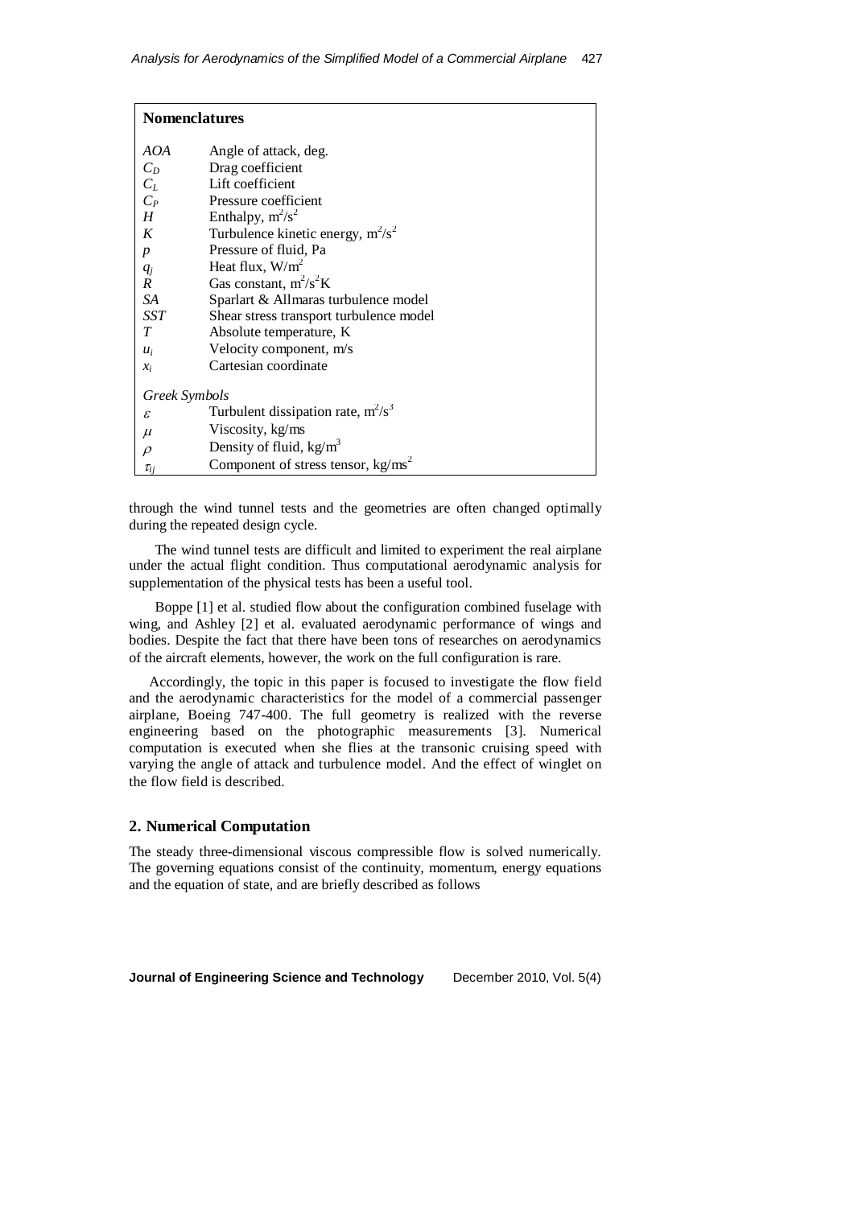## Nomenclatures

| | |
|---|---|
| $AOA$ | Angle of attack, deg. |
| $C_D$ | Drag coefficient |
| $C_L$ | Lift coefficient |
| $C_P$ | Pressure coefficient |
| $H$ | Enthalpy, $m^2/s^2$ |
| $K$ | Turbulence kinetic energy, $m^2/s^2$ |
| $p$ | Pressure of fluid, Pa |
| $q_j$ | Heat flux, $W/m^2$ |
| $R$ | Gas constant, $m^2/s^2K$ |
| $SA$ | Sparlart & Allmaras turbulence model |
| $SST$ | Shear stress transport turbulence model |
| $T$ | Absolute temperature, K |
| $u_i$ | Velocity component, m/s |
| $x_i$ | Cartesian coordinate |

*Greek Symbols*

| | |
|---|---|
| $\varepsilon$ | Turbulent dissipation rate, $m^2/s^3$ |
| $\mu$ | Viscosity, kg/ms |
| $\rho$ | Density of fluid, $kg/m^3$ |
| $\tau_{ij}$ | Component of stress tensor, $kg/ms^2$ |

through the wind tunnel tests and the geometries are often changed optimally during the repeated design cycle.

The wind tunnel tests are difficult and limited to experiment the real airplane under the actual flight condition. Thus computational aerodynamic analysis for supplementation of the physical tests has been a useful tool.

Boppe [1] et al. studied flow about the configuration combined fuselage with wing, and Ashley [2] et al. evaluated aerodynamic performance of wings and bodies. Despite the fact that there have been tons of researches on aerodynamics of the aircraft elements, however, the work on the full configuration is rare.

Accordingly, the topic in this paper is focused to investigate the flow field and the aerodynamic characteristics for the model of a commercial passenger airplane, Boeing 747-400. The full geometry is realized with the reverse engineering based on the photographic measurements [3]. Numerical computation is executed when she flies at the transonic cruising speed with varying the angle of attack and turbulence model. And the effect of winglet on the flow field is described.

## 2. Numerical Computation

The steady three-dimensional viscous compressible flow is solved numerically. The governing equations consist of the continuity, momentum, energy equations and the equation of state, and are briefly described as follows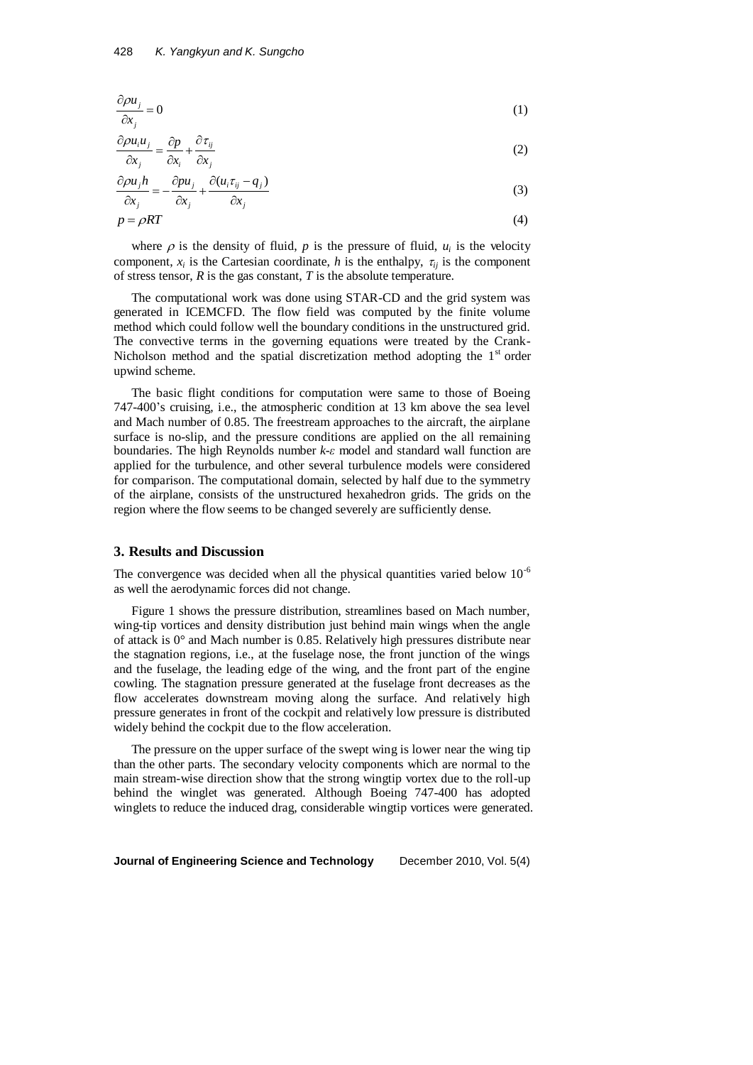$$\frac{\partial \rho u_j}{\partial x_j} = 0 \tag{1}$$

$$\frac{\partial \rho u_i u_j}{\partial x_j} = \frac{\partial p}{\partial x_i} + \frac{\partial \tau_{ij}}{\partial x_j} \tag{2}$$

$$\frac{\partial \rho u_j h}{\partial x_j} = -\frac{\partial p u_j}{\partial x_j} + \frac{\partial (u_i \tau_{ij} - q_j)}{\partial x_j} \tag{3}$$

$$p = \rho RT \tag{4}$$

where $\rho$ is the density of fluid, $p$ is the pressure of fluid, $u_i$ is the velocity component, $x_i$ is the Cartesian coordinate, $h$ is the enthalpy, $\tau_{ij}$ is the component of stress tensor, $R$ is the gas constant, $T$ is the absolute temperature.

The computational work was done using STAR-CD and the grid system was generated in ICEMCFD. The flow field was computed by the finite volume method which could follow well the boundary conditions in the unstructured grid. The convective terms in the governing equations were treated by the Crank-Nicholson method and the spatial discretization method adopting the 1st order upwind scheme.

The basic flight conditions for computation were same to those of Boeing 747-400's cruising, i.e., the atmospheric condition at 13 km above the sea level and Mach number of 0.85. The freestream approaches to the aircraft, the airplane surface is no-slip, and the pressure conditions are applied on the all remaining boundaries. The high Reynolds number $k$-$\varepsilon$ model and standard wall function are applied for the turbulence, and other several turbulence models were considered for comparison. The computational domain, selected by half due to the symmetry of the airplane, consists of the unstructured hexahedron grids. The grids on the region where the flow seems to be changed severely are sufficiently dense.

## 3. Results and Discussion

The convergence was decided when all the physical quantities varied below $10^{-6}$ as well the aerodynamic forces did not change.

Figure 1 shows the pressure distribution, streamlines based on Mach number, wing-tip vortices and density distribution just behind main wings when the angle of attack is 0° and Mach number is 0.85. Relatively high pressures distribute near the stagnation regions, i.e., at the fuselage nose, the front junction of the wings and the fuselage, the leading edge of the wing, and the front part of the engine cowling. The stagnation pressure generated at the fuselage front decreases as the flow accelerates downstream moving along the surface. And relatively high pressure generates in front of the cockpit and relatively low pressure is distributed widely behind the cockpit due to the flow acceleration.

The pressure on the upper surface of the swept wing is lower near the wing tip than the other parts. The secondary velocity components which are normal to the main stream-wise direction show that the strong wingtip vortex due to the roll-up behind the winglet was generated. Although Boeing 747-400 has adopted winglets to reduce the induced drag, considerable wingtip vortices were generated.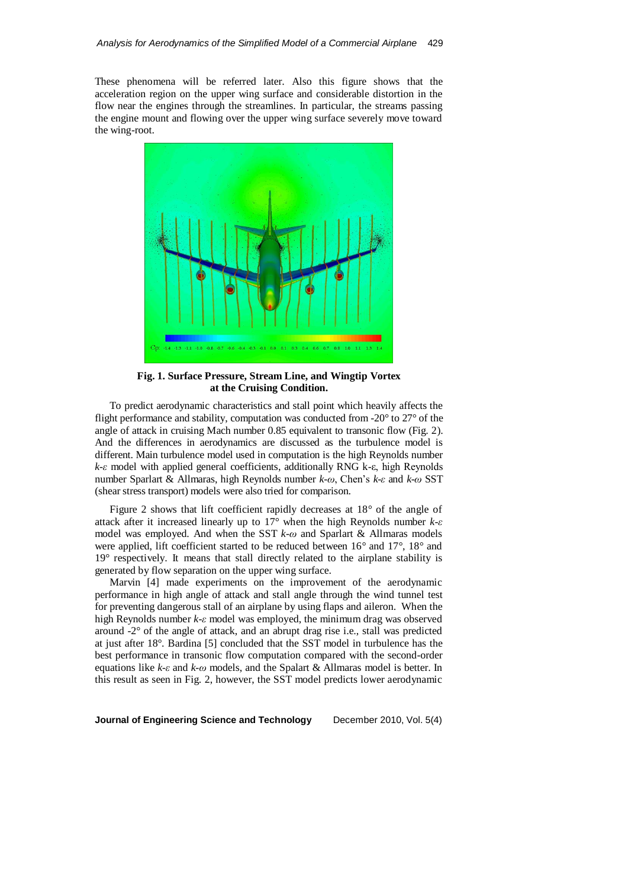These phenomena will be referred later. Also this figure shows that the acceleration region on the upper wing surface and considerable distortion in the flow near the engines through the streamlines. In particular, the streams passing the engine mount and flowing over the upper wing surface severely move toward the wing-root.

**Fig. 1. Surface Pressure, Stream Line, and Wingtip Vortex at the Cruising Condition.**

To predict aerodynamic characteristics and stall point which heavily affects the flight performance and stability, computation was conducted from -20° to 27° of the angle of attack in cruising Mach number 0.85 equivalent to transonic flow (Fig. 2). And the differences in aerodynamics are discussed as the turbulence model is different. Main turbulence model used in computation is the high Reynolds number $k$-$\varepsilon$ model with applied general coefficients, additionally RNG k-ε, high Reynolds number Sparlart & Allmaras, high Reynolds number $k$-$\omega$, Chen's $k$-$\varepsilon$ and $k$-$\omega$ SST (shear stress transport) models were also tried for comparison.

Figure 2 shows that lift coefficient rapidly decreases at 18° of the angle of attack after it increased linearly up to 17° when the high Reynolds number $k$-$\varepsilon$ model was employed. And when the SST $k$-$\omega$ and Sparlart & Allmaras models were applied, lift coefficient started to be reduced between 16° and 17°, 18° and 19° respectively. It means that stall directly related to the airplane stability is generated by flow separation on the upper wing surface.

Marvin [4] made experiments on the improvement of the aerodynamic performance in high angle of attack and stall angle through the wind tunnel test for preventing dangerous stall of an airplane by using flaps and aileron. When the high Reynolds number $k$-$\varepsilon$ model was employed, the minimum drag was observed around -2° of the angle of attack, and an abrupt drag rise i.e., stall was predicted at just after 18°. Bardina [5] concluded that the SST model in turbulence has the best performance in transonic flow computation compared with the second-order equations like $k$-$\varepsilon$ and $k$-$\omega$ models, and the Spalart & Allmaras model is better. In this result as seen in Fig. 2, however, the SST model predicts lower aerodynamic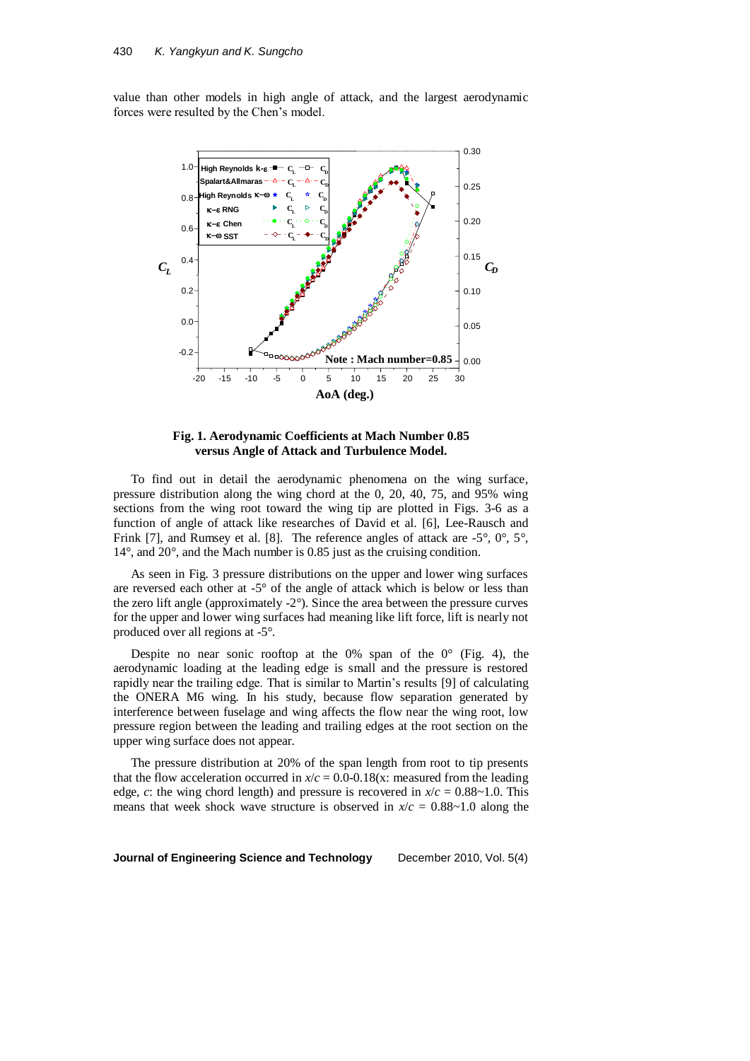value than other models in high angle of attack, and the largest aerodynamic forces were resulted by the Chen's model.

**Fig. 1. Aerodynamic Coefficients at Mach Number 0.85 versus Angle of Attack and Turbulence Model.**

To find out in detail the aerodynamic phenomena on the wing surface, pressure distribution along the wing chord at the 0, 20, 40, 75, and 95% wing sections from the wing root toward the wing tip are plotted in Figs. 3-6 as a function of angle of attack like researches of David et al. [6], Lee-Rausch and Frink [7], and Rumsey et al. [8]. The reference angles of attack are -5°, 0°, 5°, 14°, and 20°, and the Mach number is 0.85 just as the cruising condition.

As seen in Fig. 3 pressure distributions on the upper and lower wing surfaces are reversed each other at -5° of the angle of attack which is below or less than the zero lift angle (approximately -2°). Since the area between the pressure curves for the upper and lower wing surfaces had meaning like lift force, lift is nearly not produced over all regions at -5°.

Despite no near sonic rooftop at the 0% span of the 0° (Fig. 4), the aerodynamic loading at the leading edge is small and the pressure is restored rapidly near the trailing edge. That is similar to Martin's results [9] of calculating the ONERA M6 wing. In his study, because flow separation generated by interference between fuselage and wing affects the flow near the wing root, low pressure region between the leading and trailing edges at the root section on the upper wing surface does not appear.

The pressure distribution at 20% of the span length from root to tip presents that the flow acceleration occurred in $x/c$ = 0.0-0.18($x$: measured from the leading edge, $c$: the wing chord length) and pressure is recovered in $x/c$ = 0.88~1.0. This means that week shock wave structure is observed in $x/c$ = 0.88~1.0 along the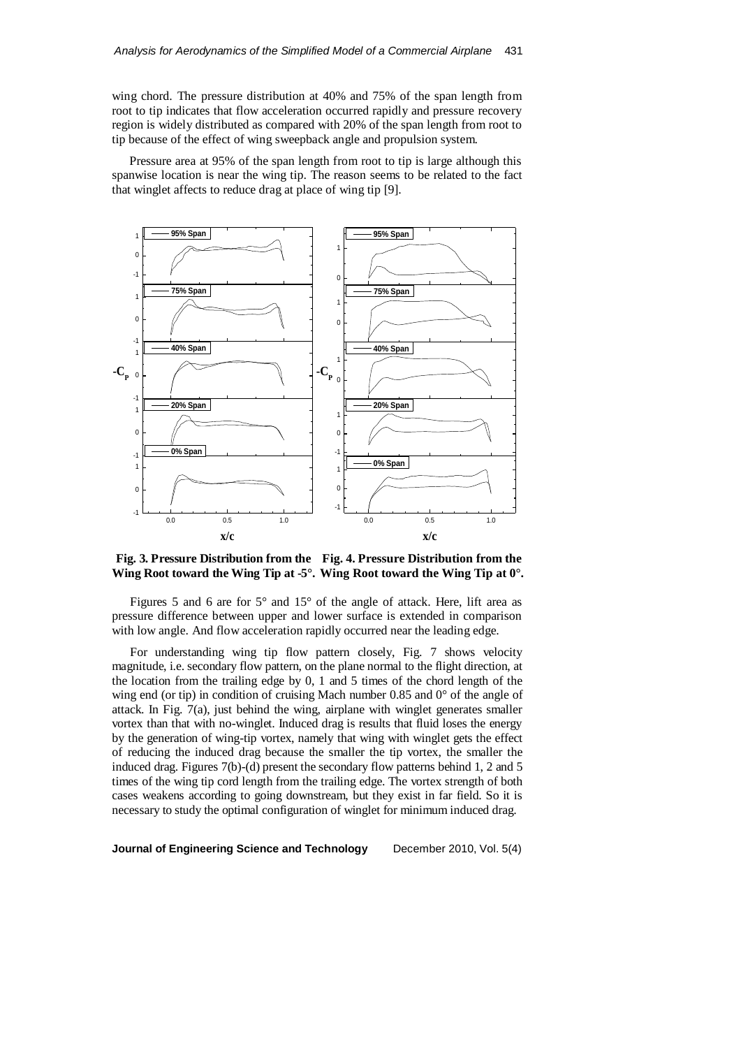wing chord. The pressure distribution at 40% and 75% of the span length from root to tip indicates that flow acceleration occurred rapidly and pressure recovery region is widely distributed as compared with 20% of the span length from root to tip because of the effect of wing sweepback angle and propulsion system.

Pressure area at 95% of the span length from root to tip is large although this spanwise location is near the wing tip. The reason seems to be related to the fact that winglet affects to reduce drag at place of wing tip [9].

**Fig. 3. Pressure Distribution from the Wing Root toward the Wing Tip at -5°.**

**Fig. 4. Pressure Distribution from the Wing Root toward the Wing Tip at 0°.**

Figures 5 and 6 are for 5° and 15° of the angle of attack. Here, lift area as pressure difference between upper and lower surface is extended in comparison with low angle. And flow acceleration rapidly occurred near the leading edge.

For understanding wing tip flow pattern closely, Fig. 7 shows velocity magnitude, i.e. secondary flow pattern, on the plane normal to the flight direction, at the location from the trailing edge by 0, 1 and 5 times of the chord length of the wing end (or tip) in condition of cruising Mach number 0.85 and 0° of the angle of attack. In Fig. 7(a), just behind the wing, airplane with winglet generates smaller vortex than that with no-winglet. Induced drag is results that fluid loses the energy by the generation of wing-tip vortex, namely that wing with winglet gets the effect of reducing the induced drag because the smaller the tip vortex, the smaller the induced drag. Figures 7(b)-(d) present the secondary flow patterns behind 1, 2 and 5 times of the wing tip cord length from the trailing edge. The vortex strength of both cases weakens according to going downstream, but they exist in far field. So it is necessary to study the optimal configuration of winglet for minimum induced drag.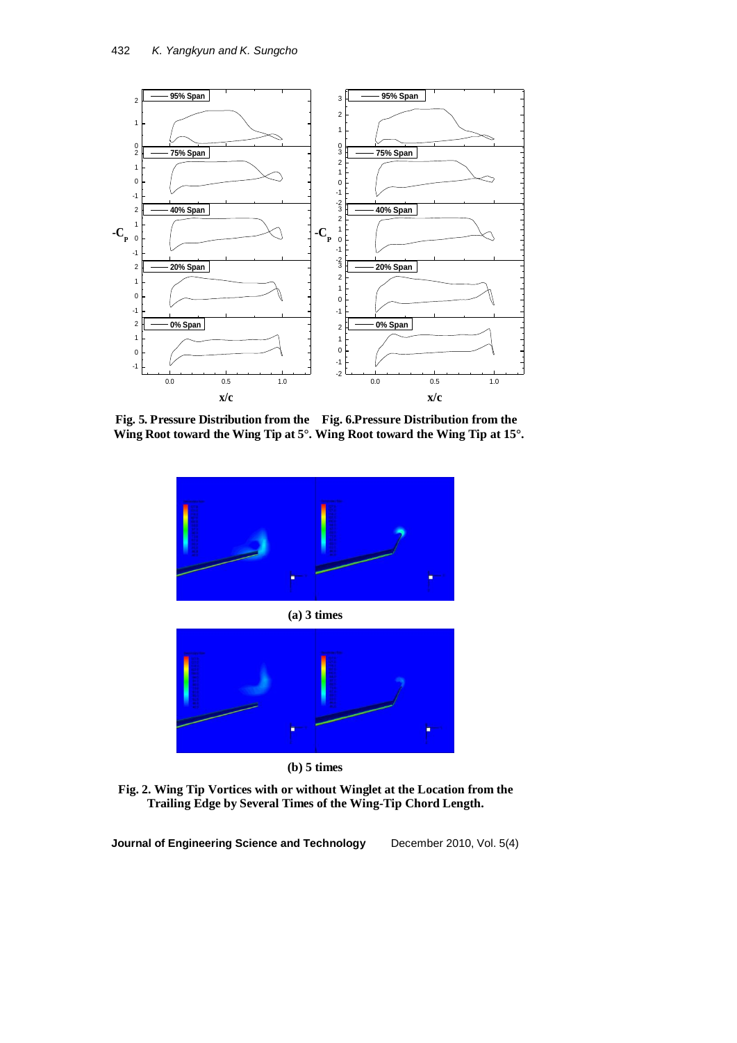Fig. 5. Pressure Distribution from the Wing Root toward the Wing Tip at 5°.

Fig. 6. Pressure Distribution from the Wing Root toward the Wing Tip at 15°.

(a) 3 times

(b) 5 times

Fig. 2. Wing Tip Vortices with or without Winglet at the Location from the Trailing Edge by Several Times of the Wing-Tip Chord Length.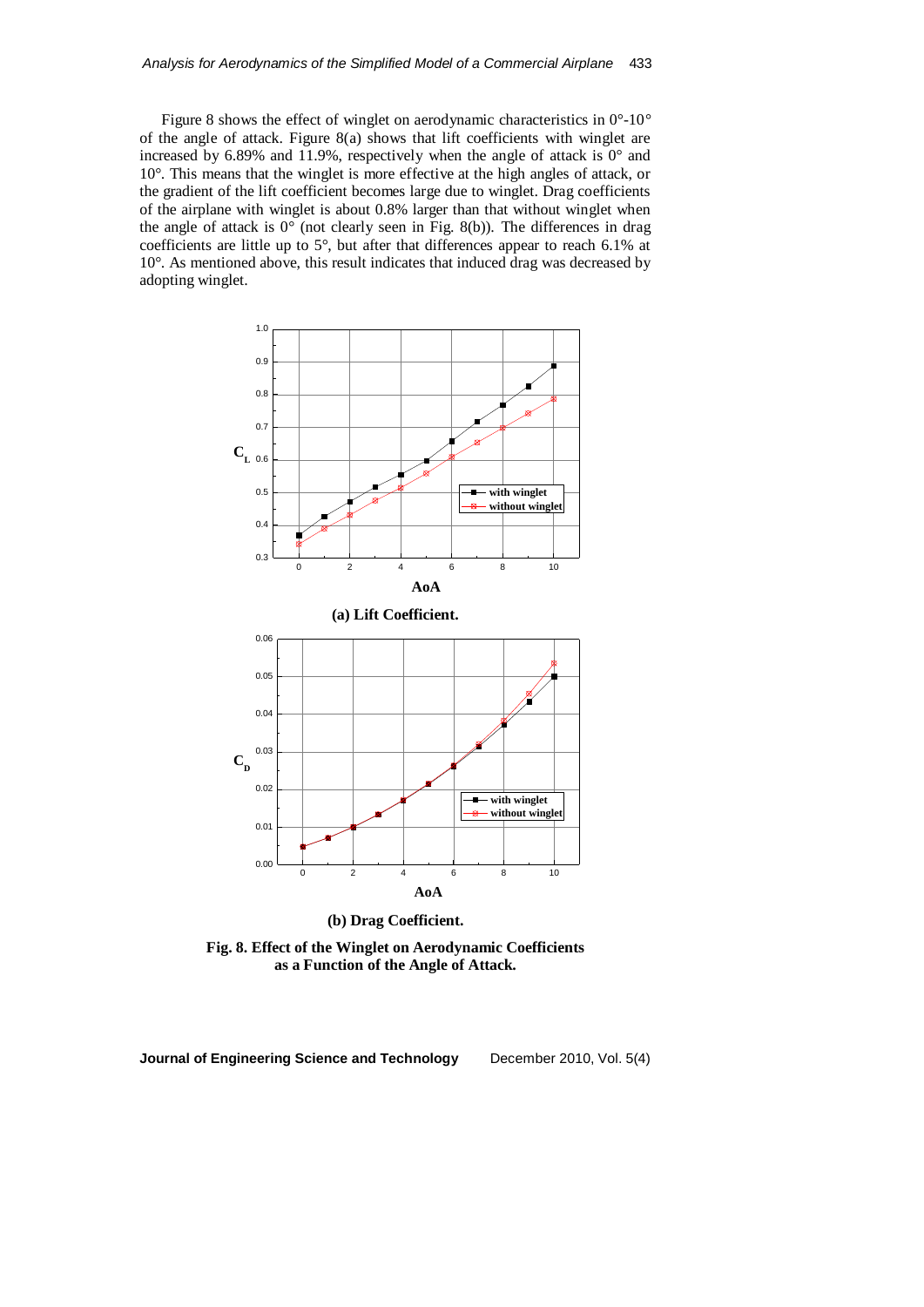Figure 8 shows the effect of winglet on aerodynamic characteristics in 0°-10° of the angle of attack. Figure 8(a) shows that lift coefficients with winglet are increased by 6.89% and 11.9%, respectively when the angle of attack is 0° and 10°. This means that the winglet is more effective at the high angles of attack, or the gradient of the lift coefficient becomes large due to winglet. Drag coefficients of the airplane with winglet is about 0.8% larger than that without winglet when the angle of attack is 0° (not clearly seen in Fig. 8(b)). The differences in drag coefficients are little up to 5°, but after that differences appear to reach 6.1% at 10°. As mentioned above, this result indicates that induced drag was decreased by adopting winglet.

(a) Lift Coefficient.

(b) Drag Coefficient.

**Fig. 8. Effect of the Winglet on Aerodynamic Coefficients as a Function of the Angle of Attack.**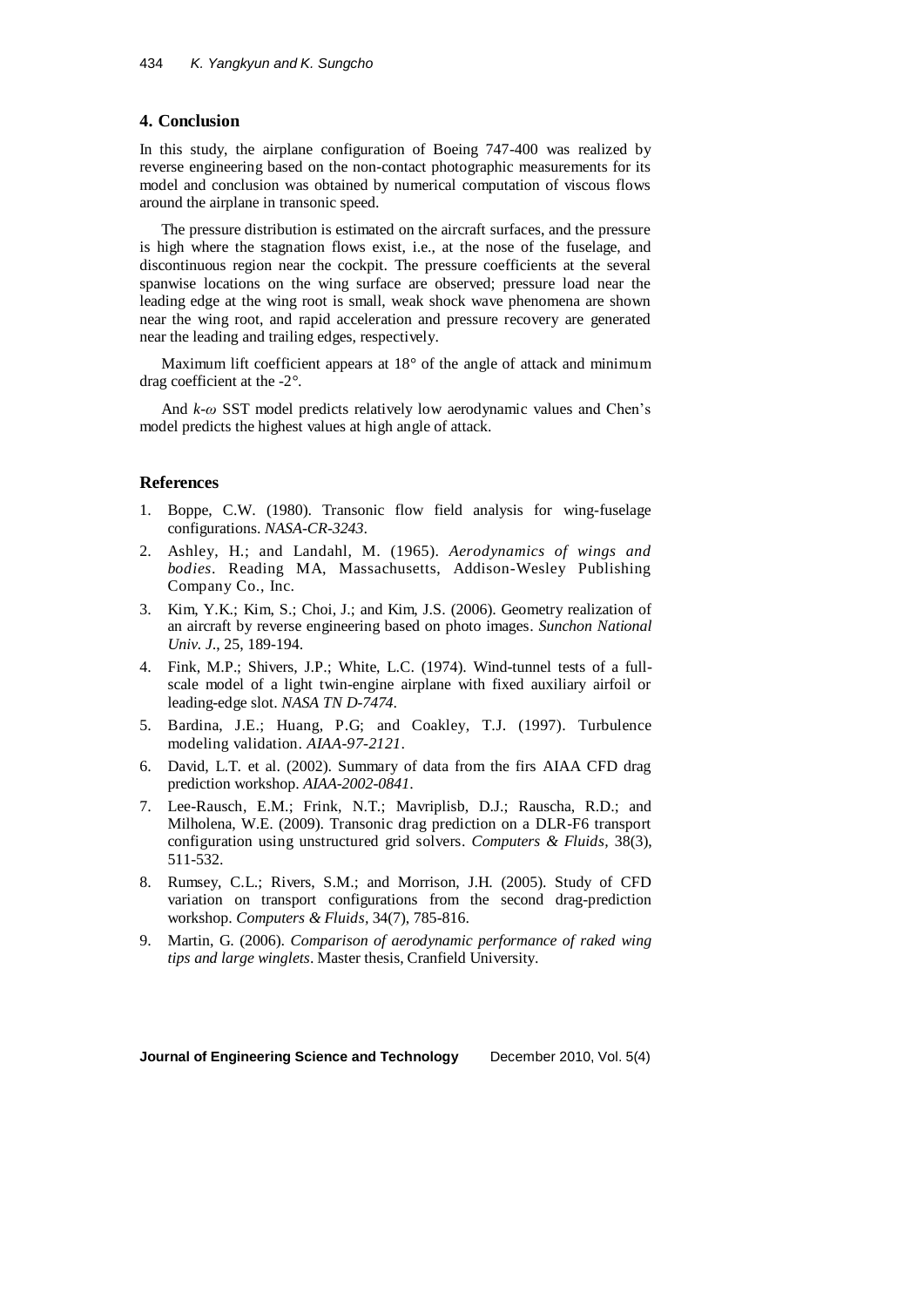## 4. Conclusion

In this study, the airplane configuration of Boeing 747-400 was realized by reverse engineering based on the non-contact photographic measurements for its model and conclusion was obtained by numerical computation of viscous flows around the airplane in transonic speed.

The pressure distribution is estimated on the aircraft surfaces, and the pressure is high where the stagnation flows exist, i.e., at the nose of the fuselage, and discontinuous region near the cockpit. The pressure coefficients at the several spanwise locations on the wing surface are observed; pressure load near the leading edge at the wing root is small, weak shock wave phenomena are shown near the wing root, and rapid acceleration and pressure recovery are generated near the leading and trailing edges, respectively.

Maximum lift coefficient appears at 18° of the angle of attack and minimum drag coefficient at the -2°.

And $k$-$\omega$ SST model predicts relatively low aerodynamic values and Chen's model predicts the highest values at high angle of attack.

## References

1. Boppe, C.W. (1980). Transonic flow field analysis for wing-fuselage configurations. *NASA-CR-3243*.
2. Ashley, H.; and Landahl, M. (1965). *Aerodynamics of wings and bodies*. Reading MA, Massachusetts, Addison-Wesley Publishing Company Co., Inc.
3. Kim, Y.K.; Kim, S.; Choi, J.; and Kim, J.S. (2006). Geometry realization of an aircraft by reverse engineering based on photo images. *Sunchon National Univ. J.*, 25, 189-194.
4. Fink, M.P.; Shivers, J.P.; White, L.C. (1974). Wind-tunnel tests of a full-scale model of a light twin-engine airplane with fixed auxiliary airfoil or leading-edge slot. *NASA TN D-7474*.
5. Bardina, J.E.; Huang, P.G; and Coakley, T.J. (1997). Turbulence modeling validation. *AIAA-97-2121*.
6. David, L.T. et al. (2002). Summary of data from the firs AIAA CFD drag prediction workshop. *AIAA-2002-0841*.
7. Lee-Rausch, E.M.; Frink, N.T.; Mavriplisb, D.J.; Rauscha, R.D.; and Milholena, W.E. (2009). Transonic drag prediction on a DLR-F6 transport configuration using unstructured grid solvers. *Computers & Fluids*, 38(3), 511-532.
8. Rumsey, C.L.; Rivers, S.M.; and Morrison, J.H. (2005). Study of CFD variation on transport configurations from the second drag-prediction workshop. *Computers & Fluids*, 34(7), 785-816.
9. Martin, G. (2006). *Comparison of aerodynamic performance of raked wing tips and large winglets*. Master thesis, Cranfield University.